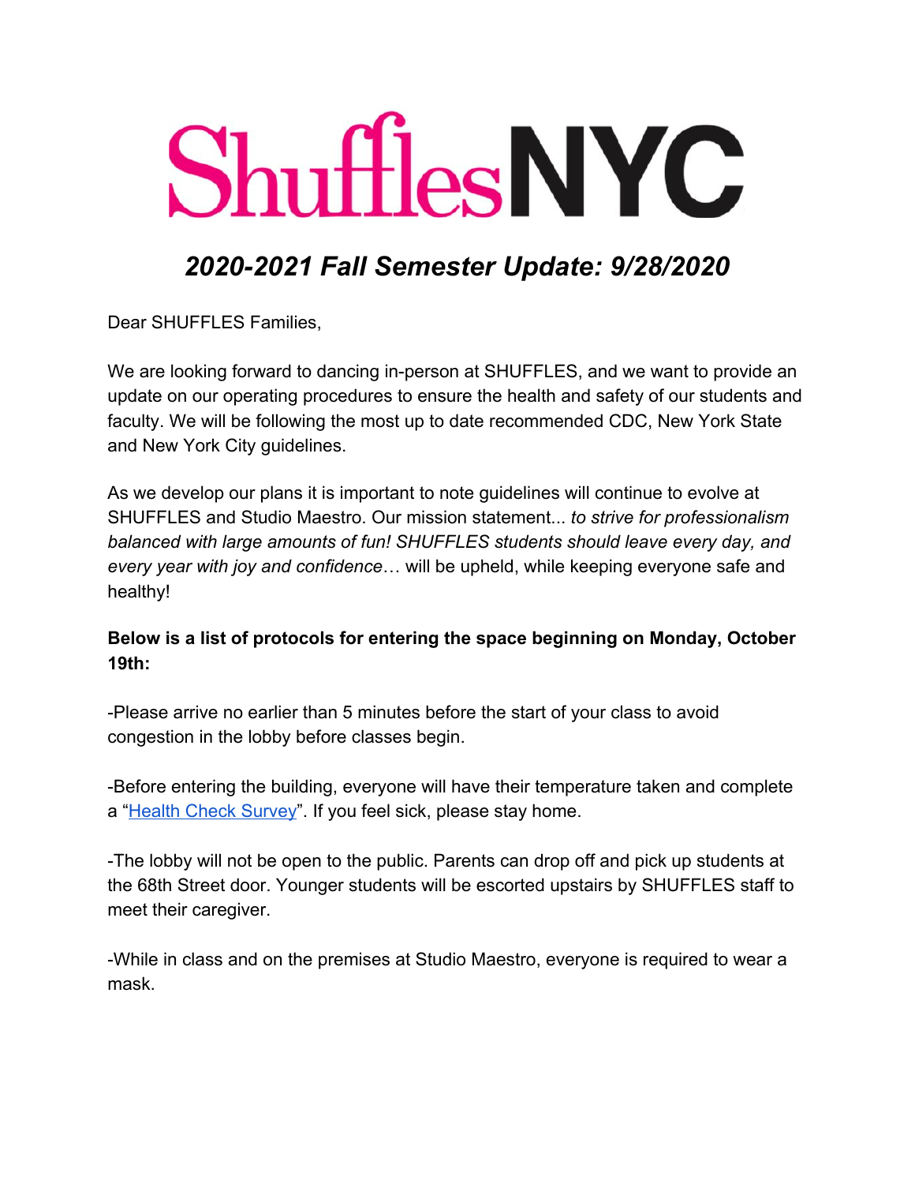# ShufflesNYC

## *2020-2021 Fall Semester Update: 9/28/2020*

Dear SHUFFLES Families,

We are looking forward to dancing in-person at SHUFFLES, and we want to provide an update on our operating procedures to ensure the health and safety of our students and faculty. We will be following the most up to date recommended CDC, New York State and New York City guidelines.

As we develop our plans it is important to note guidelines will continue to evolve at SHUFFLES and Studio Maestro. Our mission statement... *to strive for professionalism balanced with large amounts of fun! SHUFFLES students should leave every day, and every year with joy and confidence*… will be upheld, while keeping everyone safe and healthy!

**Below is a list of protocols for entering the space beginning on Monday, October 19th:**

-Please arrive no earlier than 5 minutes before the start of your class to avoid congestion in the lobby before classes begin.

-Before entering the building, everyone will have their temperature taken and complete a "Health Check Survey". If you feel sick, please stay home.

-The lobby will not be open to the public. Parents can drop off and pick up students at the 68th Street door. Younger students will be escorted upstairs by SHUFFLES staff to meet their caregiver.

-While in class and on the premises at Studio Maestro, everyone is required to wear a mask.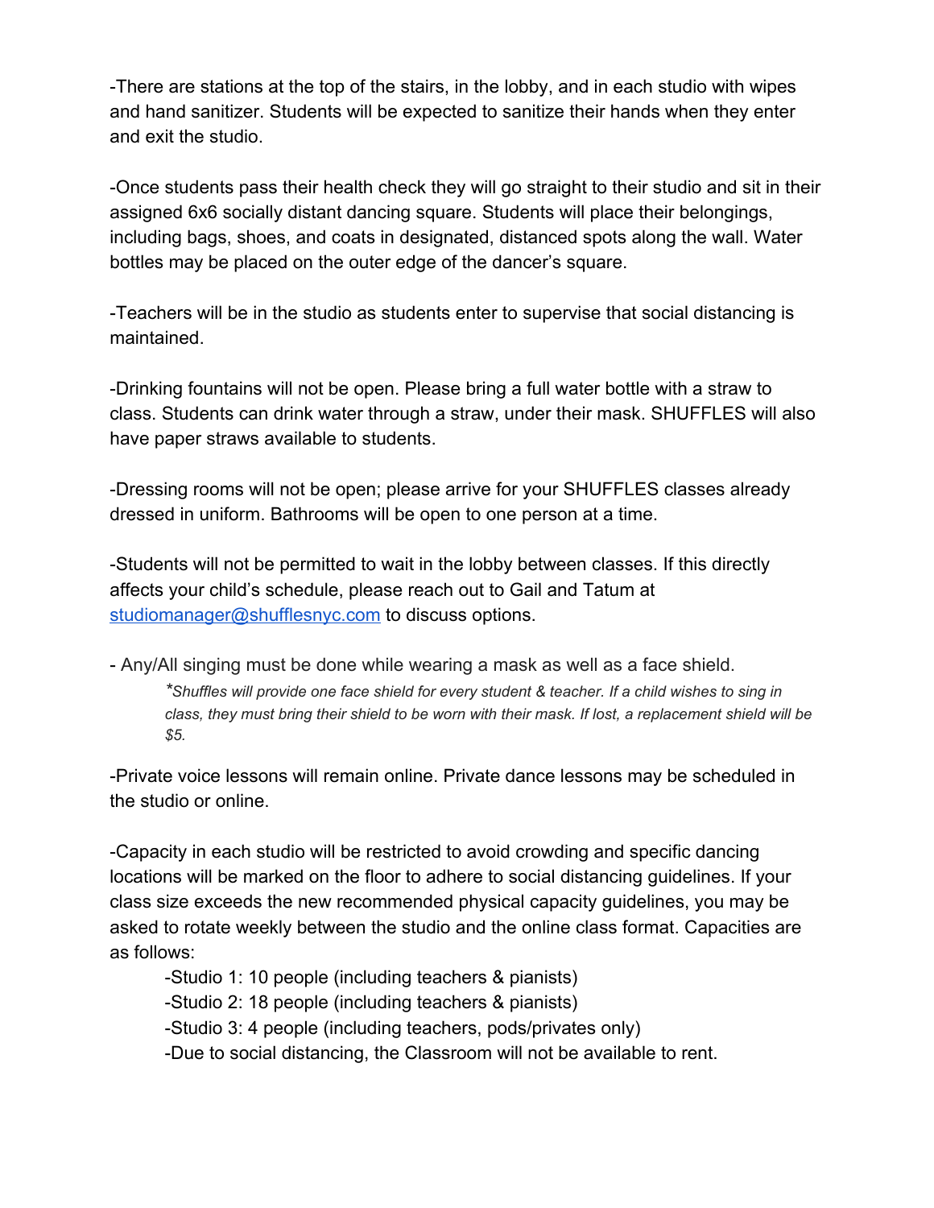-There are stations at the top of the stairs, in the lobby, and in each studio with wipes and hand sanitizer. Students will be expected to sanitize their hands when they enter and exit the studio.

-Once students pass their health check they will go straight to their studio and sit in their assigned 6x6 socially distant dancing square. Students will place their belongings, including bags, shoes, and coats in designated, distanced spots along the wall. Water bottles may be placed on the outer edge of the dancer's square.

-Teachers will be in the studio as students enter to supervise that social distancing is maintained.

-Drinking fountains will not be open. Please bring a full water bottle with a straw to class. Students can drink water through a straw, under their mask. SHUFFLES will also have paper straws available to students.

-Dressing rooms will not be open; please arrive for your SHUFFLES classes already dressed in uniform. Bathrooms will be open to one person at a time.

-Students will not be permitted to wait in the lobby between classes. If this directly affects your child's schedule, please reach out to Gail and Tatum at studiomanager@shufflesnyc.com to discuss options.

- Any/All singing must be done while wearing a mask as well as a face shield.

    **Shuffles will provide one face shield for every student & teacher. If a child wishes to sing in class, they must bring their shield to be worn with their mask. If lost, a replacement shield will be $5.*

-Private voice lessons will remain online. Private dance lessons may be scheduled in the studio or online.

-Capacity in each studio will be restricted to avoid crowding and specific dancing locations will be marked on the floor to adhere to social distancing guidelines. If your class size exceeds the new recommended physical capacity guidelines, you may be asked to rotate weekly between the studio and the online class format. Capacities are as follows:

- -Studio 1: 10 people (including teachers & pianists)
- -Studio 2: 18 people (including teachers & pianists)
- -Studio 3: 4 people (including teachers, pods/privates only)
- -Due to social distancing, the Classroom will not be available to rent.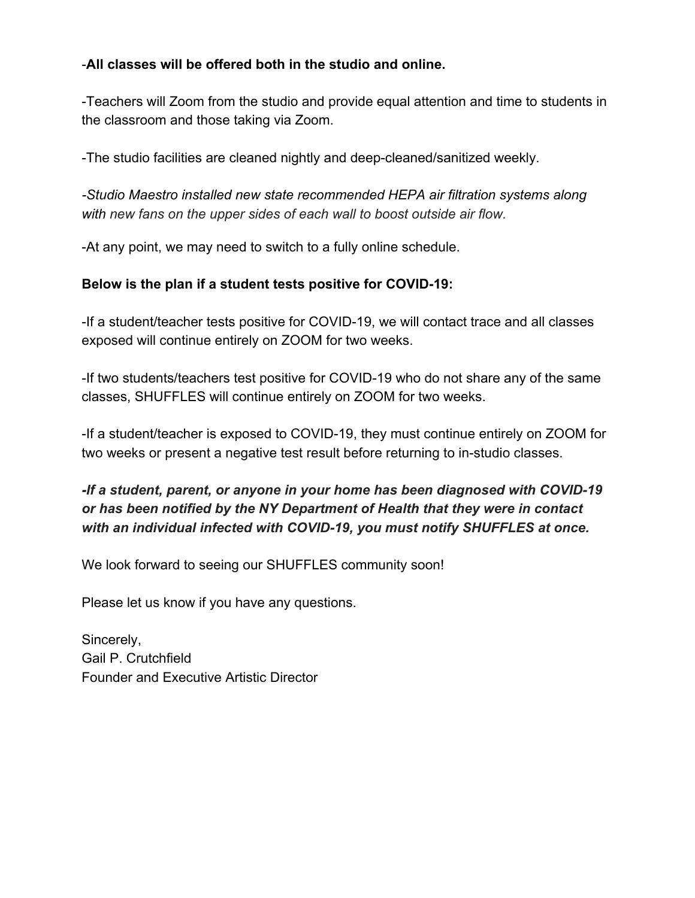-**All classes will be offered both in the studio and online.**

-Teachers will Zoom from the studio and provide equal attention and time to students in the classroom and those taking via Zoom.

-The studio facilities are cleaned nightly and deep-cleaned/sanitized weekly.

*-Studio Maestro installed new state recommended HEPA air filtration systems along with new fans on the upper sides of each wall to boost outside air flow.*

-At any point, we may need to switch to a fully online schedule.

**Below is the plan if a student tests positive for COVID-19:**

-If a student/teacher tests positive for COVID-19, we will contact trace and all classes exposed will continue entirely on ZOOM for two weeks.

-If two students/teachers test positive for COVID-19 who do not share any of the same classes, SHUFFLES will continue entirely on ZOOM for two weeks.

-If a student/teacher is exposed to COVID-19, they must continue entirely on ZOOM for two weeks or present a negative test result before returning to in-studio classes.

***-If a student, parent, or anyone in your home has been diagnosed with COVID-19 or has been notified by the NY Department of Health that they were in contact with an individual infected with COVID-19, you must notify SHUFFLES at once.***

We look forward to seeing our SHUFFLES community soon!

Please let us know if you have any questions.

Sincerely,
Gail P. Crutchfield
Founder and Executive Artistic Director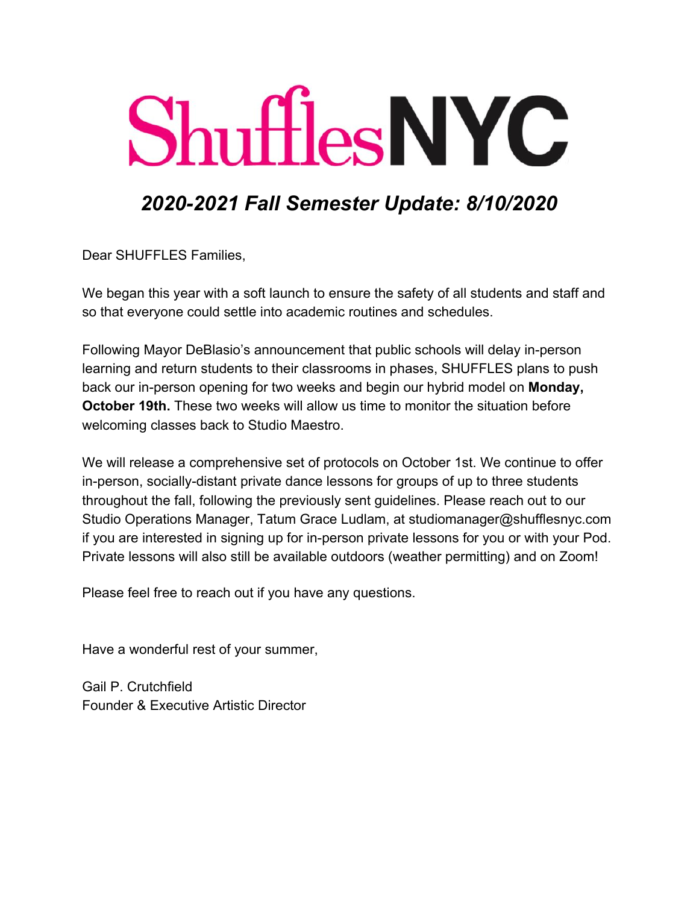# ShufflesNYC

## *2020-2021 Fall Semester Update: 8/10/2020*

Dear SHUFFLES Families,

We began this year with a soft launch to ensure the safety of all students and staff and so that everyone could settle into academic routines and schedules.

Following Mayor DeBlasio's announcement that public schools will delay in-person learning and return students to their classrooms in phases, SHUFFLES plans to push back our in-person opening for two weeks and begin our hybrid model on **Monday, October 19th.** These two weeks will allow us time to monitor the situation before welcoming classes back to Studio Maestro.

We will release a comprehensive set of protocols on October 1st. We continue to offer in-person, socially-distant private dance lessons for groups of up to three students throughout the fall, following the previously sent guidelines. Please reach out to our Studio Operations Manager, Tatum Grace Ludlam, at studiomanager@shufflesnyc.com if you are interested in signing up for in-person private lessons for you or with your Pod. Private lessons will also still be available outdoors (weather permitting) and on Zoom!

Please feel free to reach out if you have any questions.

Have a wonderful rest of your summer,

Gail P. Crutchfield
Founder & Executive Artistic Director